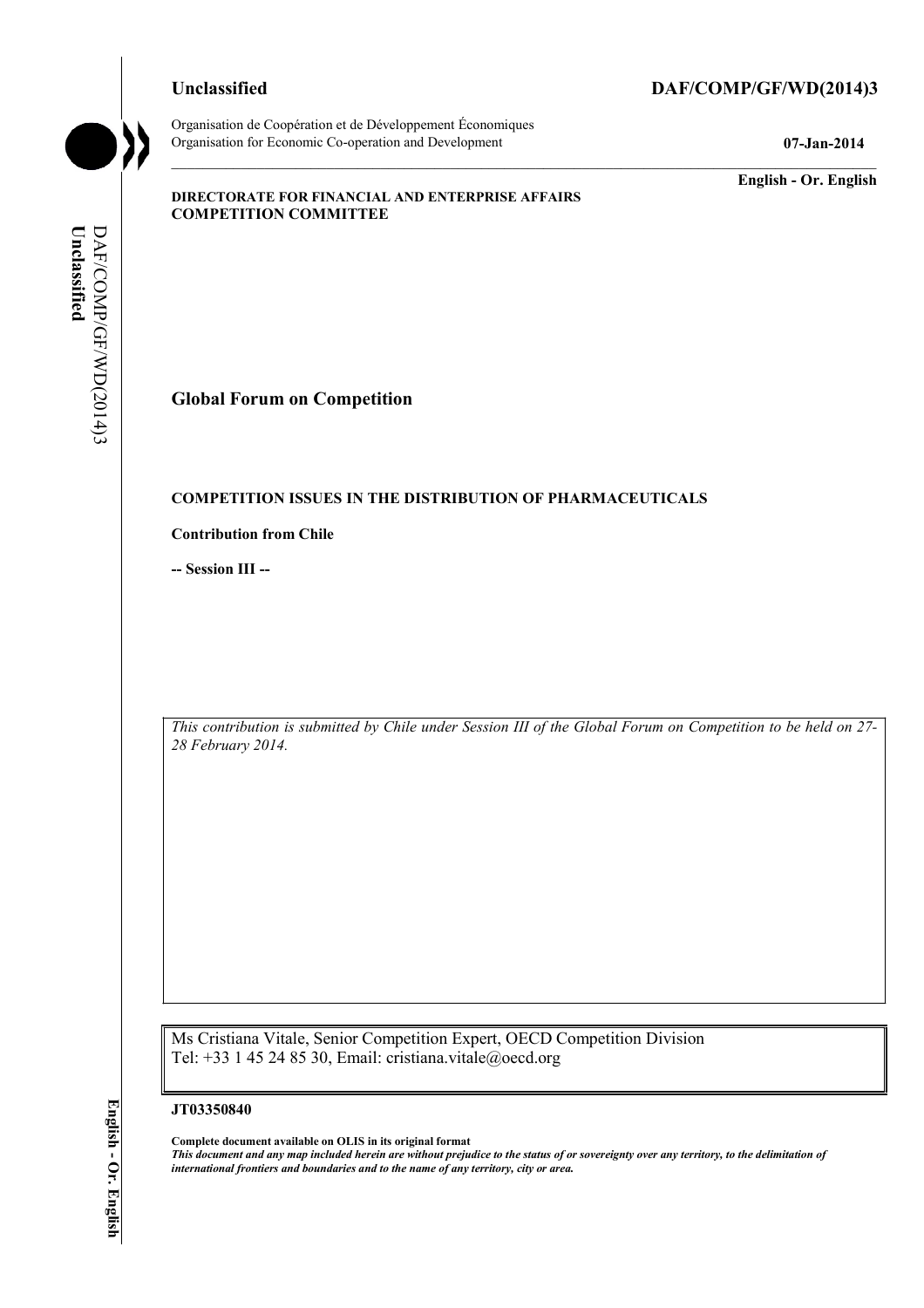**Unclassified** **DAF/COMP/GF/WD(2014)3**

Organisation de Coopération et de Développement Économiques
Organisation for Economic Co-operation and Development **07-Jan-2014**

**English - Or. English**

**DIRECTORATE FOR FINANCIAL AND ENTERPRISE AFFAIRS**
**COMPETITION COMMITTEE**

# Global Forum on Competition

## COMPETITION ISSUES IN THE DISTRIBUTION OF PHARMACEUTICALS

**Contribution from Chile**

**-- Session III --**

*This contribution is submitted by Chile under Session III of the Global Forum on Competition to be held on 27-28 February 2014.*

Ms Cristiana Vitale, Senior Competition Expert, OECD Competition Division
Tel: +33 1 45 24 85 30, Email: cristiana.vitale@oecd.org

**JT03350840**

**Complete document available on OLIS in its original format**
***This document and any map included herein are without prejudice to the status of or sovereignty over any territory, to the delimitation of international frontiers and boundaries and to the name of any territory, city or area.***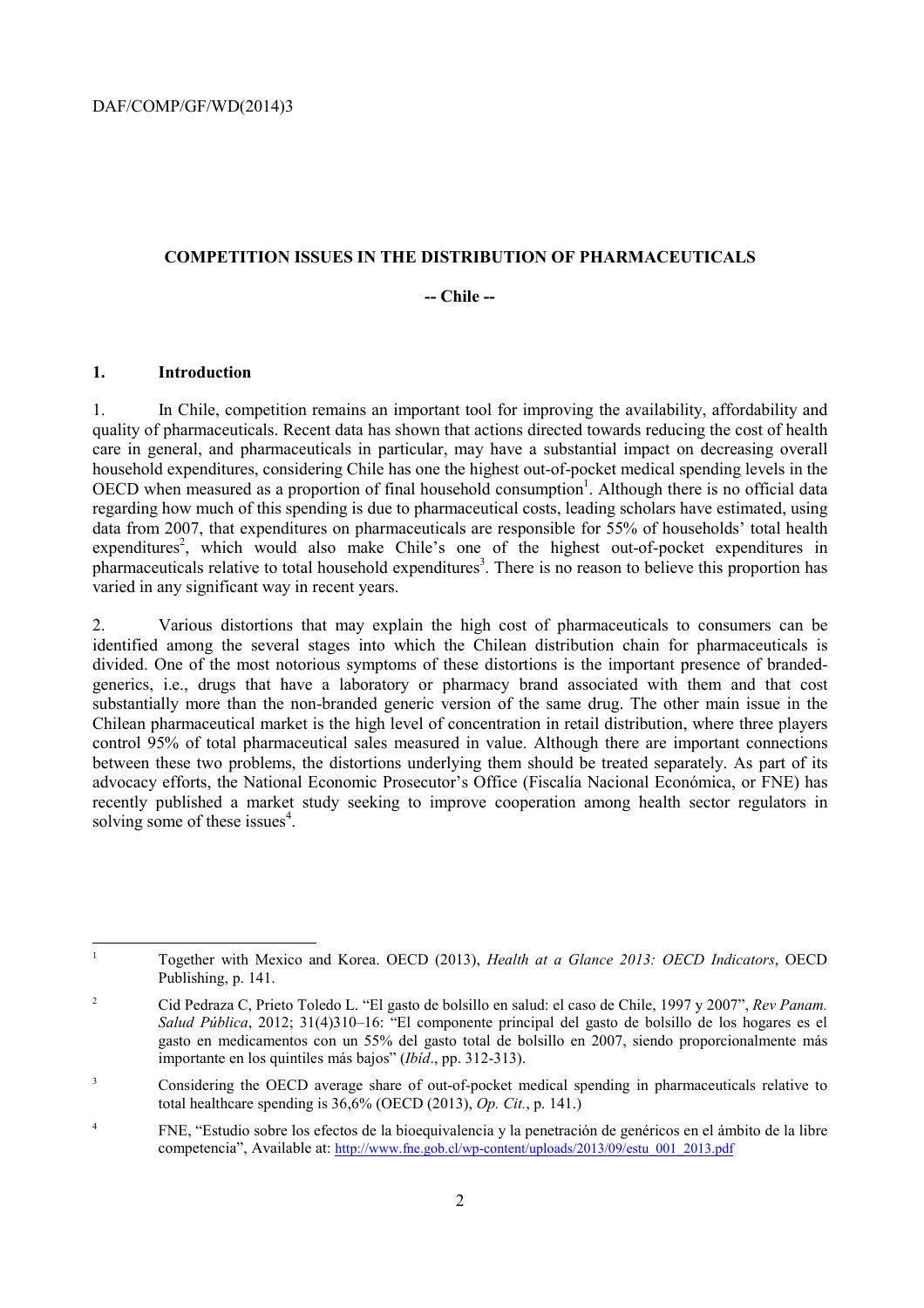**COMPETITION ISSUES IN THE DISTRIBUTION OF PHARMACEUTICALS**

**-- Chile --**

## 1. Introduction

1. In Chile, competition remains an important tool for improving the availability, affordability and quality of pharmaceuticals. Recent data has shown that actions directed towards reducing the cost of health care in general, and pharmaceuticals in particular, may have a substantial impact on decreasing overall household expenditures, considering Chile has one the highest out-of-pocket medical spending levels in the OECD when measured as a proportion of final household consumption[1]. Although there is no official data regarding how much of this spending is due to pharmaceutical costs, leading scholars have estimated, using data from 2007, that expenditures on pharmaceuticals are responsible for 55% of households' total health expenditures[2], which would also make Chile's one of the highest out-of-pocket expenditures in pharmaceuticals relative to total household expenditures[3]. There is no reason to believe this proportion has varied in any significant way in recent years.

2. Various distortions that may explain the high cost of pharmaceuticals to consumers can be identified among the several stages into which the Chilean distribution chain for pharmaceuticals is divided. One of the most notorious symptoms of these distortions is the important presence of branded-generics, i.e., drugs that have a laboratory or pharmacy brand associated with them and that cost substantially more than the non-branded generic version of the same drug. The other main issue in the Chilean pharmaceutical market is the high level of concentration in retail distribution, where three players control 95% of total pharmaceutical sales measured in value. Although there are important connections between these two problems, the distortions underlying them should be treated separately. As part of its advocacy efforts, the National Economic Prosecutor's Office (Fiscalía Nacional Económica, or FNE) has recently published a market study seeking to improve cooperation among health sector regulators in solving some of these issues[4].

---

[1] Together with Mexico and Korea. OECD (2013), *Health at a Glance 2013: OECD Indicators*, OECD Publishing, p. 141.

[2] Cid Pedraza C, Prieto Toledo L. "El gasto de bolsillo en salud: el caso de Chile, 1997 y 2007", *Rev Panam. Salud Pública*, 2012; 31(4)310–16: "El componente principal del gasto de bolsillo de los hogares es el gasto en medicamentos con un 55% del gasto total de bolsillo en 2007, siendo proporcionalmente más importante en los quintiles más bajos" (*Ibíd*., pp. 312-313).

[3] Considering the OECD average share of out-of-pocket medical spending in pharmaceuticals relative to total healthcare spending is 36,6% (OECD (2013), *Op. Cit.*, p. 141.)

[4] FNE, "Estudio sobre los efectos de la bioequivalencia y la penetración de genéricos en el ámbito de la libre competencia", Available at: http://www.fne.gob.cl/wp-content/uploads/2013/09/estu_001_2013.pdf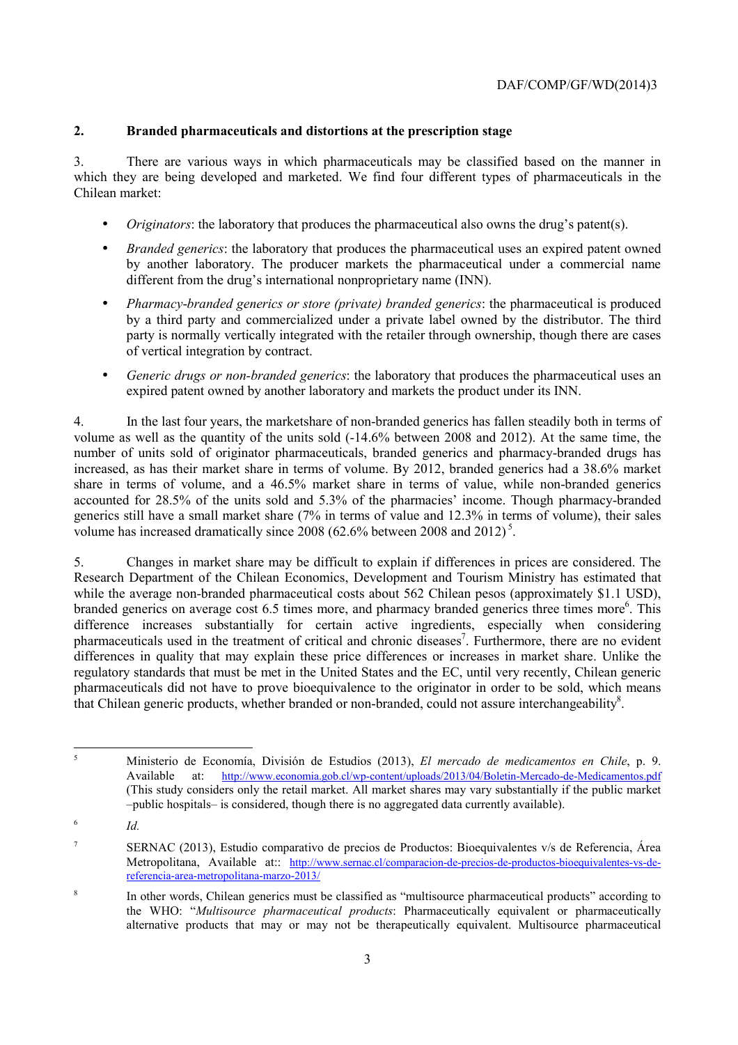## 2. Branded pharmaceuticals and distortions at the prescription stage

3. There are various ways in which pharmaceuticals may be classified based on the manner in which they are being developed and marketed. We find four different types of pharmaceuticals in the Chilean market:

- *Originators*: the laboratory that produces the pharmaceutical also owns the drug's patent(s).
- *Branded generics*: the laboratory that produces the pharmaceutical uses an expired patent owned by another laboratory. The producer markets the pharmaceutical under a commercial name different from the drug's international nonproprietary name (INN).
- *Pharmacy-branded generics or store (private) branded generics*: the pharmaceutical is produced by a third party and commercialized under a private label owned by the distributor. The third party is normally vertically integrated with the retailer through ownership, though there are cases of vertical integration by contract.
- *Generic drugs or non-branded generics*: the laboratory that produces the pharmaceutical uses an expired patent owned by another laboratory and markets the product under its INN.

4. In the last four years, the marketshare of non-branded generics has fallen steadily both in terms of volume as well as the quantity of the units sold (-14.6% between 2008 and 2012). At the same time, the number of units sold of originator pharmaceuticals, branded generics and pharmacy-branded drugs has increased, as has their market share in terms of volume. By 2012, branded generics had a 38.6% market share in terms of volume, and a 46.5% market share in terms of value, while non-branded generics accounted for 28.5% of the units sold and 5.3% of the pharmacies' income. Though pharmacy-branded generics still have a small market share (7% in terms of value and 12.3% in terms of volume), their sales volume has increased dramatically since 2008 (62.6% between 2008 and 2012) [5].

5. Changes in market share may be difficult to explain if differences in prices are considered. The Research Department of the Chilean Economics, Development and Tourism Ministry has estimated that while the average non-branded pharmaceutical costs about 562 Chilean pesos (approximately $1.1 USD), branded generics on average cost 6.5 times more, and pharmacy branded generics three times more[6]. This difference increases substantially for certain active ingredients, especially when considering pharmaceuticals used in the treatment of critical and chronic diseases[7]. Furthermore, there are no evident differences in quality that may explain these price differences or increases in market share. Unlike the regulatory standards that must be met in the United States and the EC, until very recently, Chilean generic pharmaceuticals did not have to prove bioequivalence to the originator in order to be sold, which means that Chilean generic products, whether branded or non-branded, could not assure interchangeability[8].

---

[5] Ministerio de Economía, División de Estudios (2013), *El mercado de medicamentos en Chile*, p. 9. Available at: http://www.economia.gob.cl/wp-content/uploads/2013/04/Boletin-Mercado-de-Medicamentos.pdf (This study considers only the retail market. All market shares may vary substantially if the public market –public hospitals– is considered, though there is no aggregated data currently available).

[6] *Id.*

[7] SERNAC (2013), Estudio comparativo de precios de Productos: Bioequivalentes v/s de Referencia, Área Metropolitana, Available at:: http://www.sernac.cl/comparacion-de-precios-de-productos-bioequivalentes-vs-de-referencia-area-metropolitana-marzo-2013/

[8] In other words, Chilean generics must be classified as "multisource pharmaceutical products" according to the WHO: "*Multisource pharmaceutical products*: Pharmaceutically equivalent or pharmaceutically alternative products that may or may not be therapeutically equivalent. Multisource pharmaceutical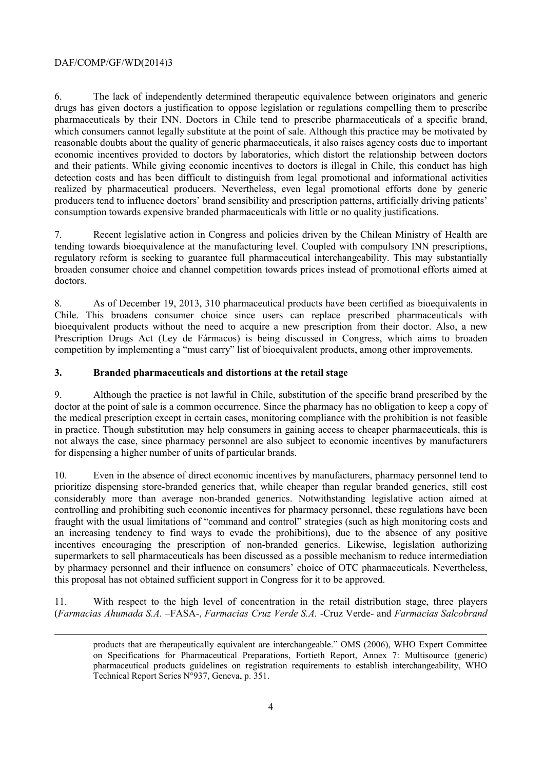6. The lack of independently determined therapeutic equivalence between originators and generic drugs has given doctors a justification to oppose legislation or regulations compelling them to prescribe pharmaceuticals by their INN. Doctors in Chile tend to prescribe pharmaceuticals of a specific brand, which consumers cannot legally substitute at the point of sale. Although this practice may be motivated by reasonable doubts about the quality of generic pharmaceuticals, it also raises agency costs due to important economic incentives provided to doctors by laboratories, which distort the relationship between doctors and their patients. While giving economic incentives to doctors is illegal in Chile, this conduct has high detection costs and has been difficult to distinguish from legal promotional and informational activities realized by pharmaceutical producers. Nevertheless, even legal promotional efforts done by generic producers tend to influence doctors' brand sensibility and prescription patterns, artificially driving patients' consumption towards expensive branded pharmaceuticals with little or no quality justifications.

7. Recent legislative action in Congress and policies driven by the Chilean Ministry of Health are tending towards bioequivalence at the manufacturing level. Coupled with compulsory INN prescriptions, regulatory reform is seeking to guarantee full pharmaceutical interchangeability. This may substantially broaden consumer choice and channel competition towards prices instead of promotional efforts aimed at doctors.

8. As of December 19, 2013, 310 pharmaceutical products have been certified as bioequivalents in Chile. This broadens consumer choice since users can replace prescribed pharmaceuticals with bioequivalent products without the need to acquire a new prescription from their doctor. Also, a new Prescription Drugs Act (Ley de Fármacos) is being discussed in Congress, which aims to broaden competition by implementing a "must carry" list of bioequivalent products, among other improvements.

## 3. Branded pharmaceuticals and distortions at the retail stage

9. Although the practice is not lawful in Chile, substitution of the specific brand prescribed by the doctor at the point of sale is a common occurrence. Since the pharmacy has no obligation to keep a copy of the medical prescription except in certain cases, monitoring compliance with the prohibition is not feasible in practice. Though substitution may help consumers in gaining access to cheaper pharmaceuticals, this is not always the case, since pharmacy personnel are also subject to economic incentives by manufacturers for dispensing a higher number of units of particular brands.

10. Even in the absence of direct economic incentives by manufacturers, pharmacy personnel tend to prioritize dispensing store-branded generics that, while cheaper than regular branded generics, still cost considerably more than average non-branded generics. Notwithstanding legislative action aimed at controlling and prohibiting such economic incentives for pharmacy personnel, these regulations have been fraught with the usual limitations of "command and control" strategies (such as high monitoring costs and an increasing tendency to find ways to evade the prohibitions), due to the absence of any positive incentives encouraging the prescription of non-branded generics. Likewise, legislation authorizing supermarkets to sell pharmaceuticals has been discussed as a possible mechanism to reduce intermediation by pharmacy personnel and their influence on consumers' choice of OTC pharmaceuticals. Nevertheless, this proposal has not obtained sufficient support in Congress for it to be approved.

11. With respect to the high level of concentration in the retail distribution stage, three players (*Farmacias Ahumada S.A.* –FASA-, *Farmacias Cruz Verde S.A.* -Cruz Verde- and *Farmacias Salcobrand*

products that are therapeutically equivalent are interchangeable." OMS (2006), WHO Expert Committee on Specifications for Pharmaceutical Preparations, Fortieth Report, Annex 7: Multisource (generic) pharmaceutical products guidelines on registration requirements to establish interchangeability, WHO Technical Report Series N°937, Geneva, p. 351.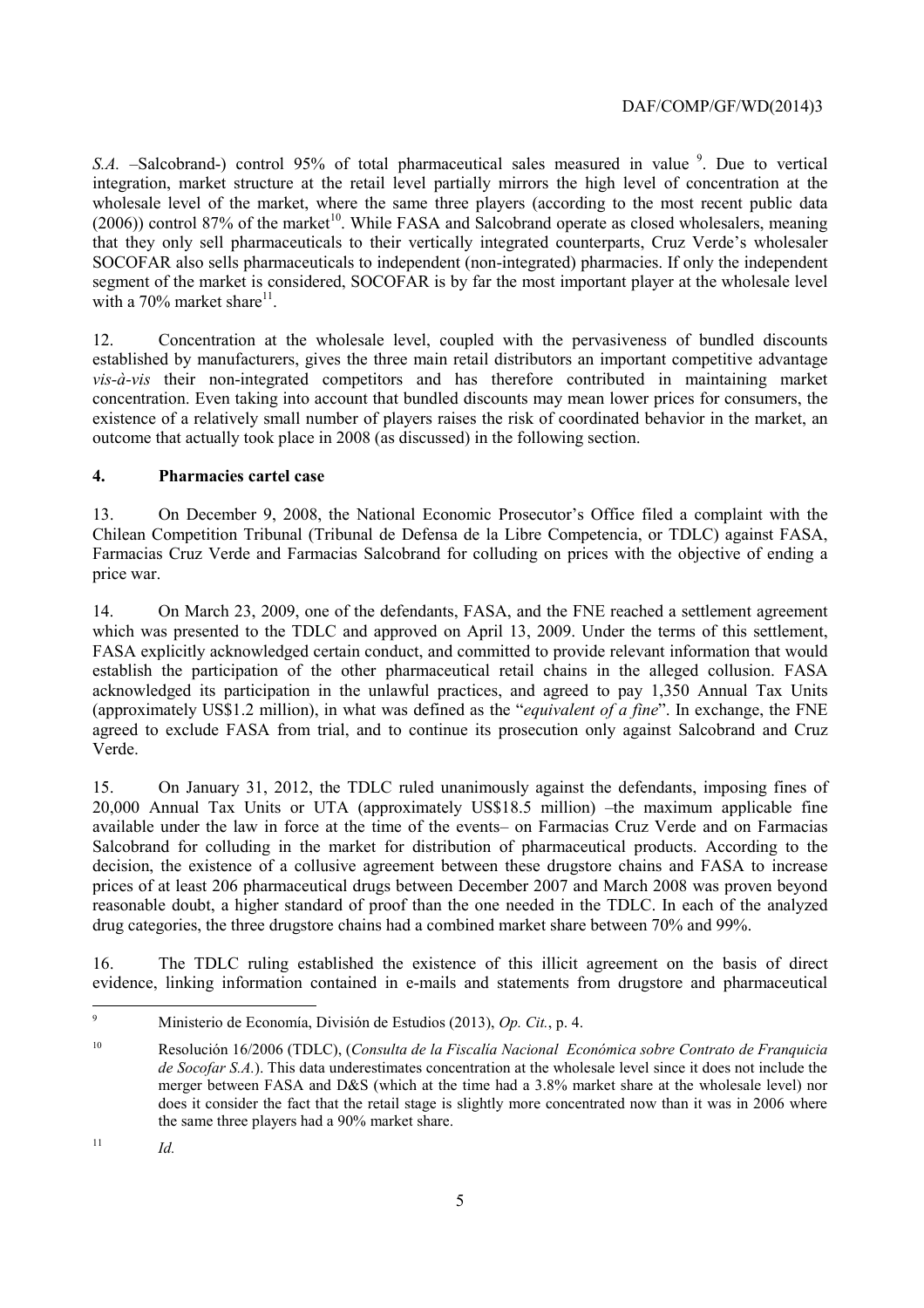*S.A.* –Salcobrand-) control 95% of total pharmaceutical sales measured in value [9]. Due to vertical integration, market structure at the retail level partially mirrors the high level of concentration at the wholesale level of the market, where the same three players (according to the most recent public data (2006)) control 87% of the market[10]. While FASA and Salcobrand operate as closed wholesalers, meaning that they only sell pharmaceuticals to their vertically integrated counterparts, Cruz Verde's wholesaler SOCOFAR also sells pharmaceuticals to independent (non-integrated) pharmacies. If only the independent segment of the market is considered, SOCOFAR is by far the most important player at the wholesale level with a 70% market share[11].

12. Concentration at the wholesale level, coupled with the pervasiveness of bundled discounts established by manufacturers, gives the three main retail distributors an important competitive advantage *vis-à-vis* their non-integrated competitors and has therefore contributed in maintaining market concentration. Even taking into account that bundled discounts may mean lower prices for consumers, the existence of a relatively small number of players raises the risk of coordinated behavior in the market, an outcome that actually took place in 2008 (as discussed) in the following section.

## 4. Pharmacies cartel case

13. On December 9, 2008, the National Economic Prosecutor's Office filed a complaint with the Chilean Competition Tribunal (Tribunal de Defensa de la Libre Competencia, or TDLC) against FASA, Farmacias Cruz Verde and Farmacias Salcobrand for colluding on prices with the objective of ending a price war.

14. On March 23, 2009, one of the defendants, FASA, and the FNE reached a settlement agreement which was presented to the TDLC and approved on April 13, 2009. Under the terms of this settlement, FASA explicitly acknowledged certain conduct, and committed to provide relevant information that would establish the participation of the other pharmaceutical retail chains in the alleged collusion. FASA acknowledged its participation in the unlawful practices, and agreed to pay 1,350 Annual Tax Units (approximately US$1.2 million), in what was defined as the "*equivalent of a fine*". In exchange, the FNE agreed to exclude FASA from trial, and to continue its prosecution only against Salcobrand and Cruz Verde.

15. On January 31, 2012, the TDLC ruled unanimously against the defendants, imposing fines of 20,000 Annual Tax Units or UTA (approximately US$18.5 million) –the maximum applicable fine available under the law in force at the time of the events– on Farmacias Cruz Verde and on Farmacias Salcobrand for colluding in the market for distribution of pharmaceutical products. According to the decision, the existence of a collusive agreement between these drugstore chains and FASA to increase prices of at least 206 pharmaceutical drugs between December 2007 and March 2008 was proven beyond reasonable doubt, a higher standard of proof than the one needed in the TDLC. In each of the analyzed drug categories, the three drugstore chains had a combined market share between 70% and 99%.

16. The TDLC ruling established the existence of this illicit agreement on the basis of direct evidence, linking information contained in e-mails and statements from drugstore and pharmaceutical

---

[9] Ministerio de Economía, División de Estudios (2013), *Op. Cit.*, p. 4.

[10] Resolución 16/2006 (TDLC), (*Consulta de la Fiscalía Nacional Económica sobre Contrato de Franquicia de Socofar S.A.*). This data underestimates concentration at the wholesale level since it does not include the merger between FASA and D&S (which at the time had a 3.8% market share at the wholesale level) nor does it consider the fact that the retail stage is slightly more concentrated now than it was in 2006 where the same three players had a 90% market share.

[11] *Id.*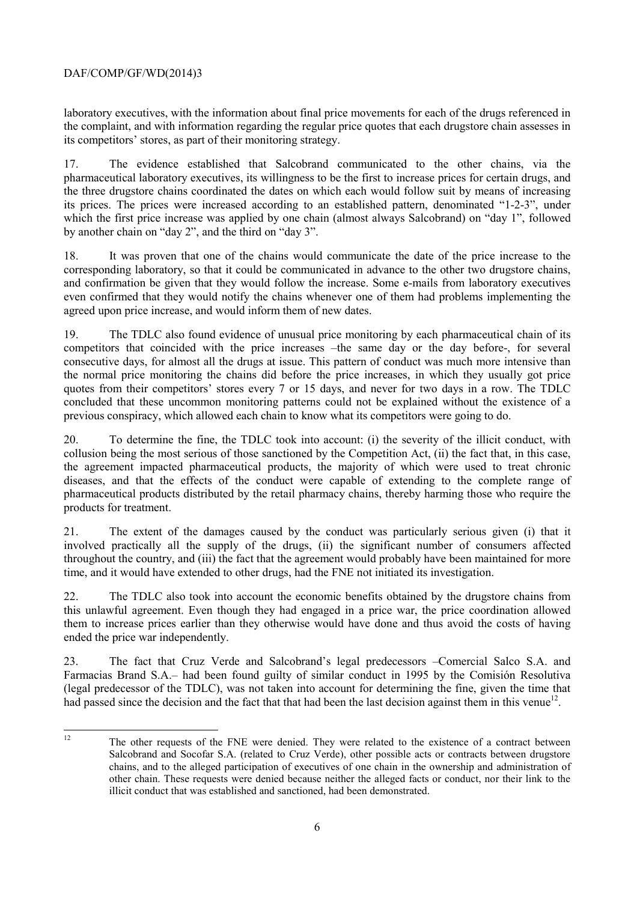laboratory executives, with the information about final price movements for each of the drugs referenced in the complaint, and with information regarding the regular price quotes that each drugstore chain assesses in its competitors' stores, as part of their monitoring strategy.

17. The evidence established that Salcobrand communicated to the other chains, via the pharmaceutical laboratory executives, its willingness to be the first to increase prices for certain drugs, and the three drugstore chains coordinated the dates on which each would follow suit by means of increasing its prices. The prices were increased according to an established pattern, denominated "1-2-3", under which the first price increase was applied by one chain (almost always Salcobrand) on "day 1", followed by another chain on "day 2", and the third on "day 3".

18. It was proven that one of the chains would communicate the date of the price increase to the corresponding laboratory, so that it could be communicated in advance to the other two drugstore chains, and confirmation be given that they would follow the increase. Some e-mails from laboratory executives even confirmed that they would notify the chains whenever one of them had problems implementing the agreed upon price increase, and would inform them of new dates.

19. The TDLC also found evidence of unusual price monitoring by each pharmaceutical chain of its competitors that coincided with the price increases –the same day or the day before-, for several consecutive days, for almost all the drugs at issue. This pattern of conduct was much more intensive than the normal price monitoring the chains did before the price increases, in which they usually got price quotes from their competitors' stores every 7 or 15 days, and never for two days in a row. The TDLC concluded that these uncommon monitoring patterns could not be explained without the existence of a previous conspiracy, which allowed each chain to know what its competitors were going to do.

20. To determine the fine, the TDLC took into account: (i) the severity of the illicit conduct, with collusion being the most serious of those sanctioned by the Competition Act, (ii) the fact that, in this case, the agreement impacted pharmaceutical products, the majority of which were used to treat chronic diseases, and that the effects of the conduct were capable of extending to the complete range of pharmaceutical products distributed by the retail pharmacy chains, thereby harming those who require the products for treatment.

21. The extent of the damages caused by the conduct was particularly serious given (i) that it involved practically all the supply of the drugs, (ii) the significant number of consumers affected throughout the country, and (iii) the fact that the agreement would probably have been maintained for more time, and it would have extended to other drugs, had the FNE not initiated its investigation.

22. The TDLC also took into account the economic benefits obtained by the drugstore chains from this unlawful agreement. Even though they had engaged in a price war, the price coordination allowed them to increase prices earlier than they otherwise would have done and thus avoid the costs of having ended the price war independently.

23. The fact that Cruz Verde and Salcobrand's legal predecessors –Comercial Salco S.A. and Farmacias Brand S.A.– had been found guilty of similar conduct in 1995 by the Comisión Resolutiva (legal predecessor of the TDLC), was not taken into account for determining the fine, given the time that had passed since the decision and the fact that that had been the last decision against them in this venue[12].

---

[12] The other requests of the FNE were denied. They were related to the existence of a contract between Salcobrand and Socofar S.A. (related to Cruz Verde), other possible acts or contracts between drugstore chains, and to the alleged participation of executives of one chain in the ownership and administration of other chain. These requests were denied because neither the alleged facts or conduct, nor their link to the illicit conduct that was established and sanctioned, had been demonstrated.